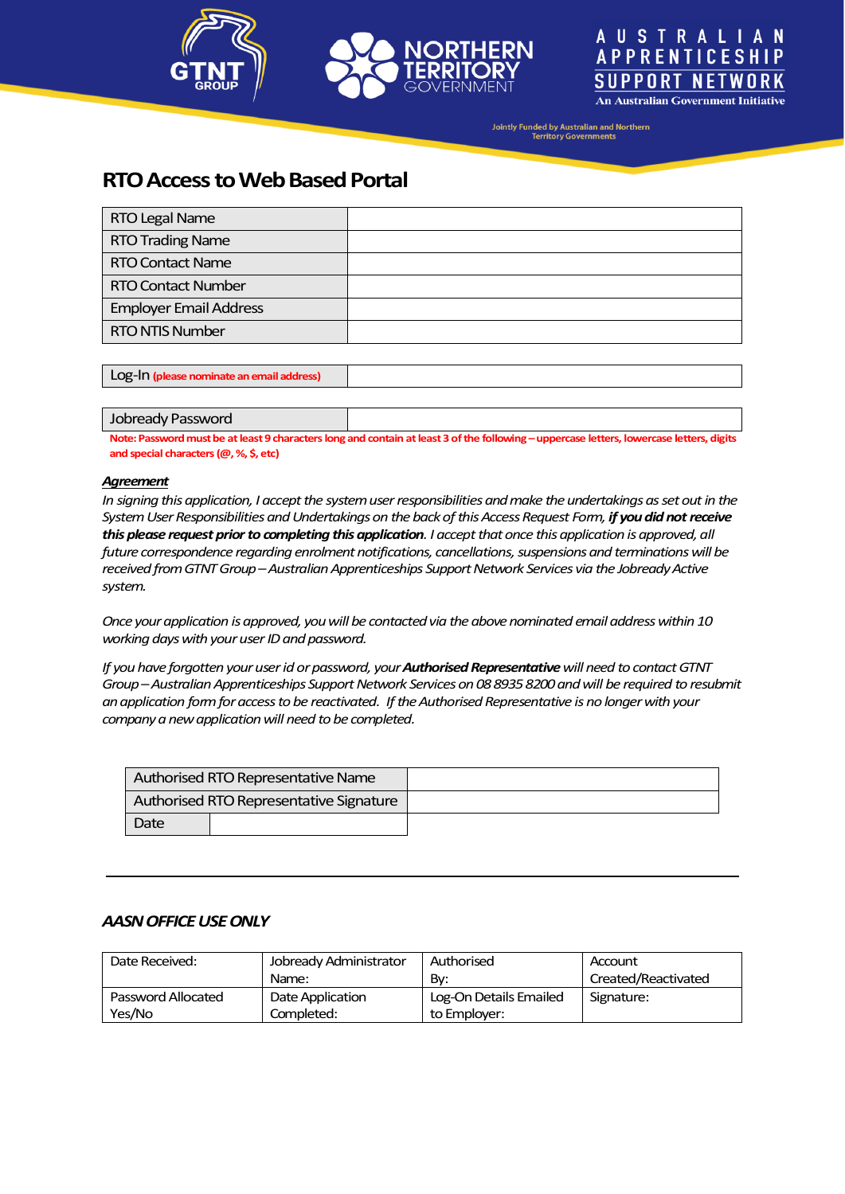Jointly Funded by Australian and Northern Territory Governments

# RTO Access to Web Based Portal

| | |
|---|---|
| RTO Legal Name | |
| RTO Trading Name | |
| RTO Contact Name | |
| RTO Contact Number | |
| Employer Email Address | |
| RTO NTIS Number | |

| | |
|---|---|
| Log-In **(please nominate an email address)** | |

| | |
|---|---|
| Jobready Password | |

**Note: Password must be at least 9 characters long and contain at least 3 of the following – uppercase letters, lowercase letters, digits and special characters (@, %, $, etc)**

***Agreement***

*In signing this application, I accept the system user responsibilities and make the undertakings as set out in the System User Responsibilities and Undertakings on the back of this Access Request Form,* ***if you did not receive this please request prior to completing this application****. I accept that once this application is approved, all future correspondence regarding enrolment notifications, cancellations, suspensions and terminations will be received from GTNT Group – Australian Apprenticeships Support Network Services via the Jobready Active system.*

*Once your application is approved, you will be contacted via the above nominated email address within 10 working days with your user ID and password.*

*If you have forgotten your user id or password, your* ***Authorised Representative*** *will need to contact GTNT Group – Australian Apprenticeships Support Network Services on 08 8935 8200 and will be required to resubmit an application form for access to be reactivated. If the Authorised Representative is no longer with your company a new application will need to be completed.*

| | |
|---|---|
| Authorised RTO Representative Name | |
| Authorised RTO Representative Signature | |
| Date | |

---

### *AASN OFFICE USE ONLY*

| | | | |
|---|---|---|---|
| Date Received: | Jobready Administrator Name: | Authorised By: | Account Created/Reactivated |
| Password Allocated Yes/No | Date Application Completed: | Log-On Details Emailed to Employer: | Signature: |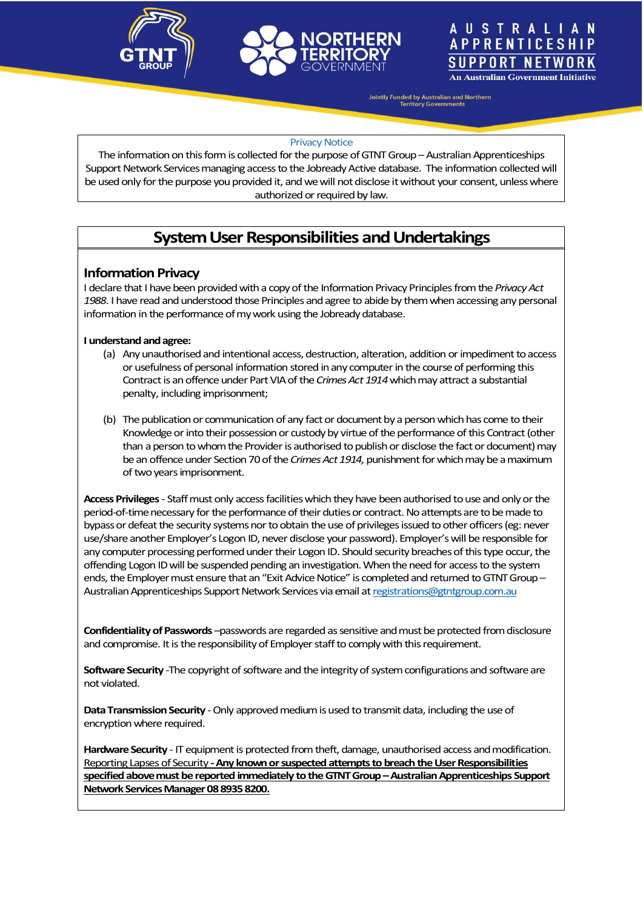Privacy Notice

The information on this form is collected for the purpose of GTNT Group – Australian Apprenticeships Support Network Services managing access to the Jobready Active database. The information collected will be used only for the purpose you provided it, and we will not disclose it without your consent, unless where authorized or required by law.

# System User Responsibilities and Undertakings

## Information Privacy

I declare that I have been provided with a copy of the Information Privacy Principles from the *Privacy Act 1988*. I have read and understood those Principles and agree to abide by them when accessing any personal information in the performance of my work using the Jobready database.

**I understand and agree:**

(a) Any unauthorised and intentional access, destruction, alteration, addition or impediment to access or usefulness of personal information stored in any computer in the course of performing this Contract is an offence under Part VIA of the *Crimes Act 1914* which may attract a substantial penalty, including imprisonment;

(b) The publication or communication of any fact or document by a person which has come to their Knowledge or into their possession or custody by virtue of the performance of this Contract (other than a person to whom the Provider is authorised to publish or disclose the fact or document) may be an offence under Section 70 of the *Crimes Act 1914,* punishment for which may be a maximum of two years imprisonment.

**Access Privileges** - Staff must only access facilities which they have been authorised to use and only or the period-of-time necessary for the performance of their duties or contract. No attempts are to be made to bypass or defeat the security systems nor to obtain the use of privileges issued to other officers (eg: never use/share another Employer's Logon ID, never disclose your password). Employer's will be responsible for any computer processing performed under their Logon ID. Should security breaches of this type occur, the offending Logon ID will be suspended pending an investigation. When the need for access to the system ends, the Employer must ensure that an "Exit Advice Notice" is completed and returned to GTNT Group – Australian Apprenticeships Support Network Services via email at registrations@gtntgroup.com.au

**Confidentiality of Passwords** –passwords are regarded as sensitive and must be protected from disclosure and compromise. It is the responsibility of Employer staff to comply with this requirement.

**Software Security** -The copyright of software and the integrity of system configurations and software are not violated.

**Data Transmission Security** - Only approved medium is used to transmit data, including the use of encryption where required.

**Hardware Security** - IT equipment is protected from theft, damage, unauthorised access and modification.
Reporting Lapses of Security **- Any known or suspected attempts to breach the User Responsibilities specified above must be reported immediately to the GTNT Group – Australian Apprenticeships Support Network Services Manager 08 8935 8200.**